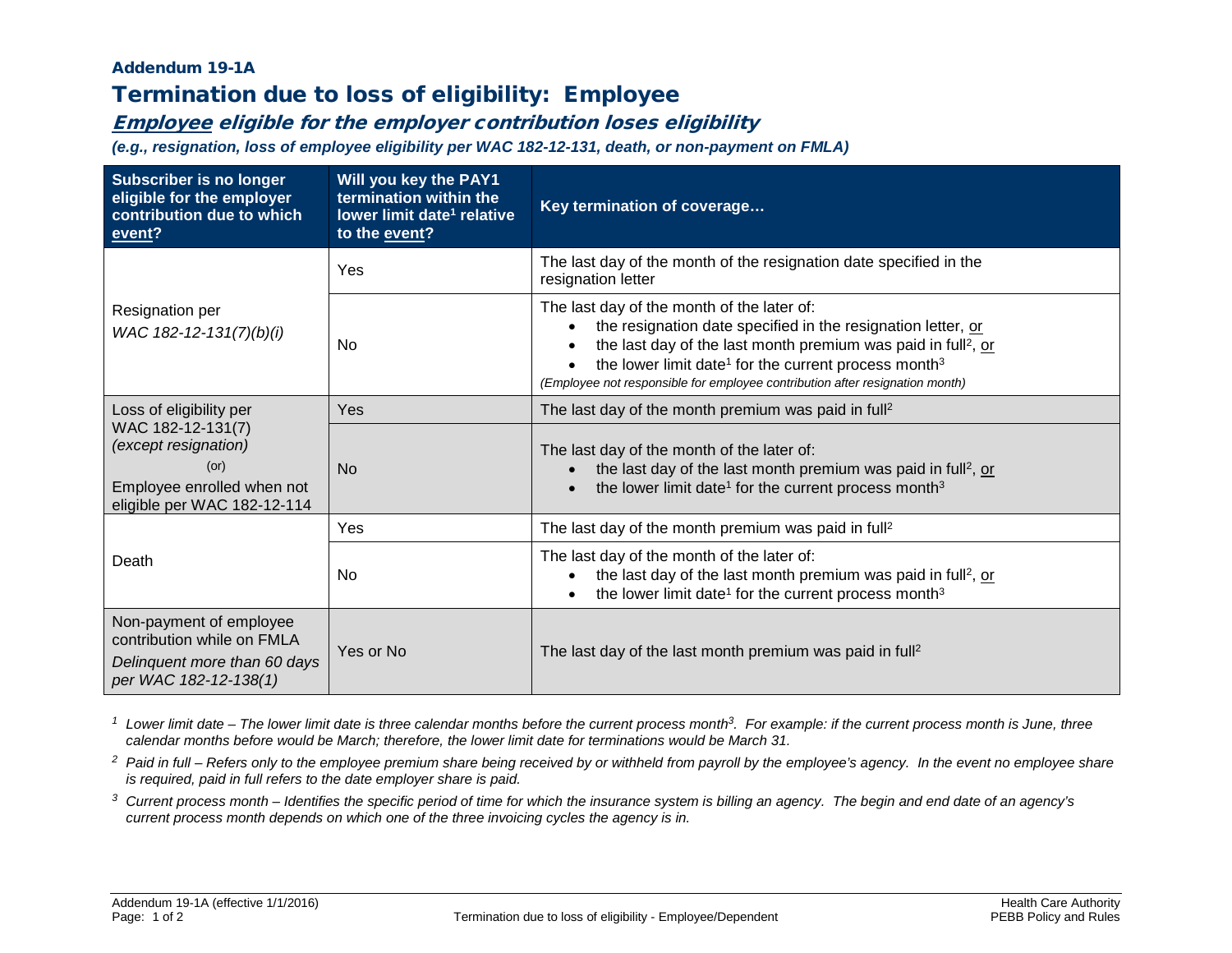# Addendum 19-1A

## Termination due to loss of eligibility: Employee

### *Employee eligible for the employer contribution loses eligibility*

***(e.g., resignation, loss of employee eligibility per WAC 182-12-131, death, or non-payment on FMLA)***

| Subscriber is no longer eligible for the employer contribution due to which event? | Will you key the PAY1 termination within the lower limit date[1] relative to the event? | Key termination of coverage… |
|---|---|---|
| Resignation per *WAC 182-12-131(7)(b)(i)* | Yes | The last day of the month of the resignation date specified in the resignation letter |
| | No | The last day of the month of the later of:<br>• the resignation date specified in the resignation letter, or<br>• the last day of the last month premium was paid in full[2], or<br>• the lower limit date[1] for the current process month[3]<br>*(Employee not responsible for employee contribution after resignation month)* |
| Loss of eligibility per WAC 182-12-131(7) *(except resignation)* (or) Employee enrolled when not eligible per WAC 182-12-114 | Yes | The last day of the month premium was paid in full[2] |
| | No | The last day of the month of the later of:<br>• the last day of the last month premium was paid in full[2], or<br>• the lower limit date[1] for the current process month[3] |
| Death | Yes | The last day of the month premium was paid in full[2] |
| | No | The last day of the month of the later of:<br>• the last day of the last month premium was paid in full[2], or<br>• the lower limit date[1] for the current process month[3] |
| Non-payment of employee contribution while on FMLA *Delinquent more than 60 days per WAC 182-12-138(1)* | Yes or No | The last day of the last month premium was paid in full[2] |

[1] *Lower limit date – The lower limit date is three calendar months before the current process month[3]. For example: if the current process month is June, three calendar months before would be March; therefore, the lower limit date for terminations would be March 31.*

[2] *Paid in full – Refers only to the employee premium share being received by or withheld from payroll by the employee's agency. In the event no employee share is required, paid in full refers to the date employer share is paid.*

[3] *Current process month – Identifies the specific period of time for which the insurance system is billing an agency. The begin and end date of an agency's current process month depends on which one of the three invoicing cycles the agency is in.*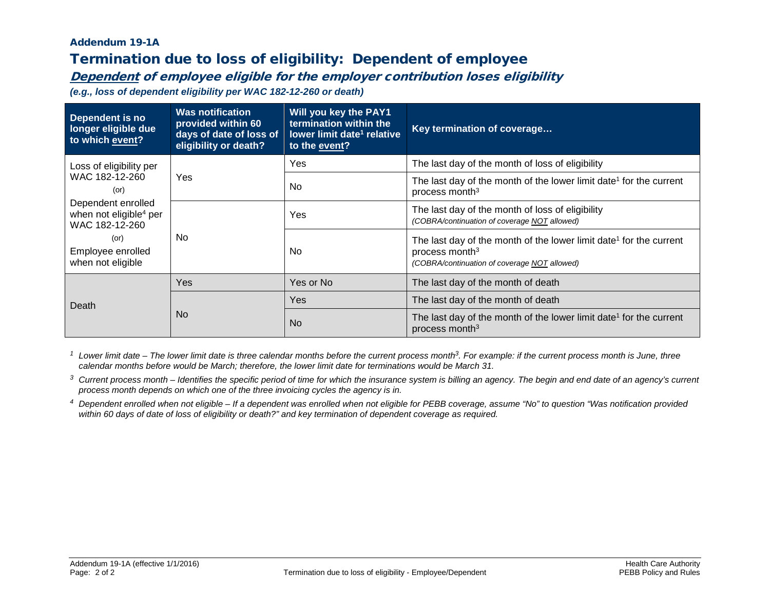**Addendum 19-1A**

# Termination due to loss of eligibility: Dependent of employee

## *Dependent of employee eligible for the employer contribution loses eligibility*

***(e.g., loss of dependent eligibility per WAC 182-12-260 or death)***

| Dependent is no longer eligible due to which event? | Was notification provided within 60 days of date of loss of eligibility or death? | Will you key the PAY1 termination within the lower limit date[1] relative to the event? | Key termination of coverage… |
|---|---|---|---|
| Loss of eligibility per WAC 182-12-260 (or) Dependent enrolled when not eligible[4] per WAC 182-12-260 (or) Employee enrolled when not eligible | Yes | Yes | The last day of the month of loss of eligibility |
| | | No | The last day of the month of the lower limit date[1] for the current process month[3] |
| | No | Yes | The last day of the month of loss of eligibility *(COBRA/continuation of coverage NOT allowed)* |
| | | No | The last day of the month of the lower limit date[1] for the current process month[3] *(COBRA/continuation of coverage NOT allowed)* |
| Death | Yes | Yes or No | The last day of the month of death |
| | No | Yes | The last day of the month of death |
| | | No | The last day of the month of the lower limit date[1] for the current process month[3] |

*[1] Lower limit date – The lower limit date is three calendar months before the current process month[3]. For example: if the current process month is June, three calendar months before would be March; therefore, the lower limit date for terminations would be March 31.*

*[3] Current process month – Identifies the specific period of time for which the insurance system is billing an agency. The begin and end date of an agency's current process month depends on which one of the three invoicing cycles the agency is in.*

*[4] Dependent enrolled when not eligible – If a dependent was enrolled when not eligible for PEBB coverage, assume "No" to question "Was notification provided within 60 days of date of loss of eligibility or death?" and key termination of dependent coverage as required.*